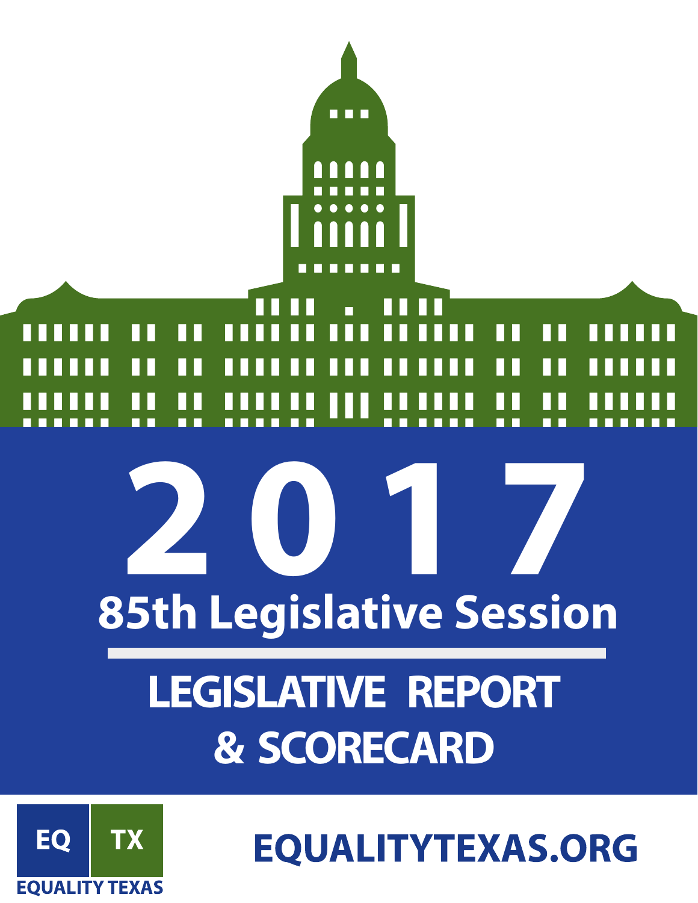# 2017

## 85th Legislative Session

## LEGISLATIVE REPORT & SCORECARD

EQ TX

EQUALITY TEXAS

EQUALITYTEXAS.ORG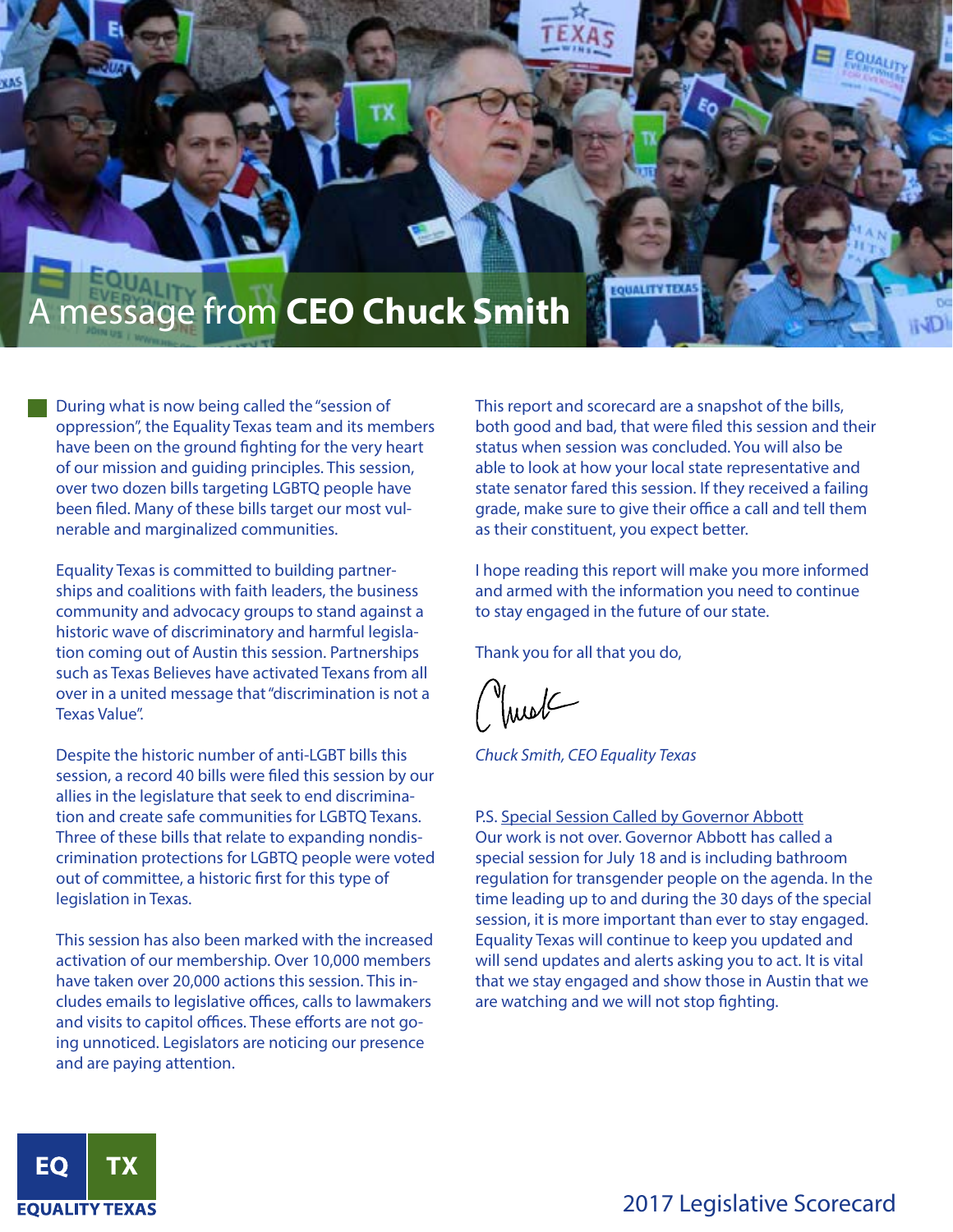# A message from **CEO Chuck Smith**

During what is now being called the "session of oppression", the Equality Texas team and its members have been on the ground fighting for the very heart of our mission and guiding principles. This session, over two dozen bills targeting LGBTQ people have been filed. Many of these bills target our most vulnerable and marginalized communities.

Equality Texas is committed to building partnerships and coalitions with faith leaders, the business community and advocacy groups to stand against a historic wave of discriminatory and harmful legislation coming out of Austin this session. Partnerships such as Texas Believes have activated Texans from all over in a united message that "discrimination is not a Texas Value".

Despite the historic number of anti-LGBT bills this session, a record 40 bills were filed this session by our allies in the legislature that seek to end discrimination and create safe communities for LGBTQ Texans. Three of these bills that relate to expanding nondiscrimination protections for LGBTQ people were voted out of committee, a historic first for this type of legislation in Texas.

This session has also been marked with the increased activation of our membership. Over 10,000 members have taken over 20,000 actions this session. This includes emails to legislative offices, calls to lawmakers and visits to capitol offices. These efforts are not going unnoticed. Legislators are noticing our presence and are paying attention.

This report and scorecard are a snapshot of the bills, both good and bad, that were filed this session and their status when session was concluded. You will also be able to look at how your local state representative and state senator fared this session. If they received a failing grade, make sure to give their office a call and tell them as their constituent, you expect better.

I hope reading this report will make you more informed and armed with the information you need to continue to stay engaged in the future of our state.

Thank you for all that you do,

Chuck

*Chuck Smith, CEO Equality Texas*

P.S. Special Session Called by Governor Abbott
Our work is not over. Governor Abbott has called a special session for July 18 and is including bathroom regulation for transgender people on the agenda. In the time leading up to and during the 30 days of the special session, it is more important than ever to stay engaged. Equality Texas will continue to keep you updated and will send updates and alerts asking you to act. It is vital that we stay engaged and show those in Austin that we are watching and we will not stop fighting.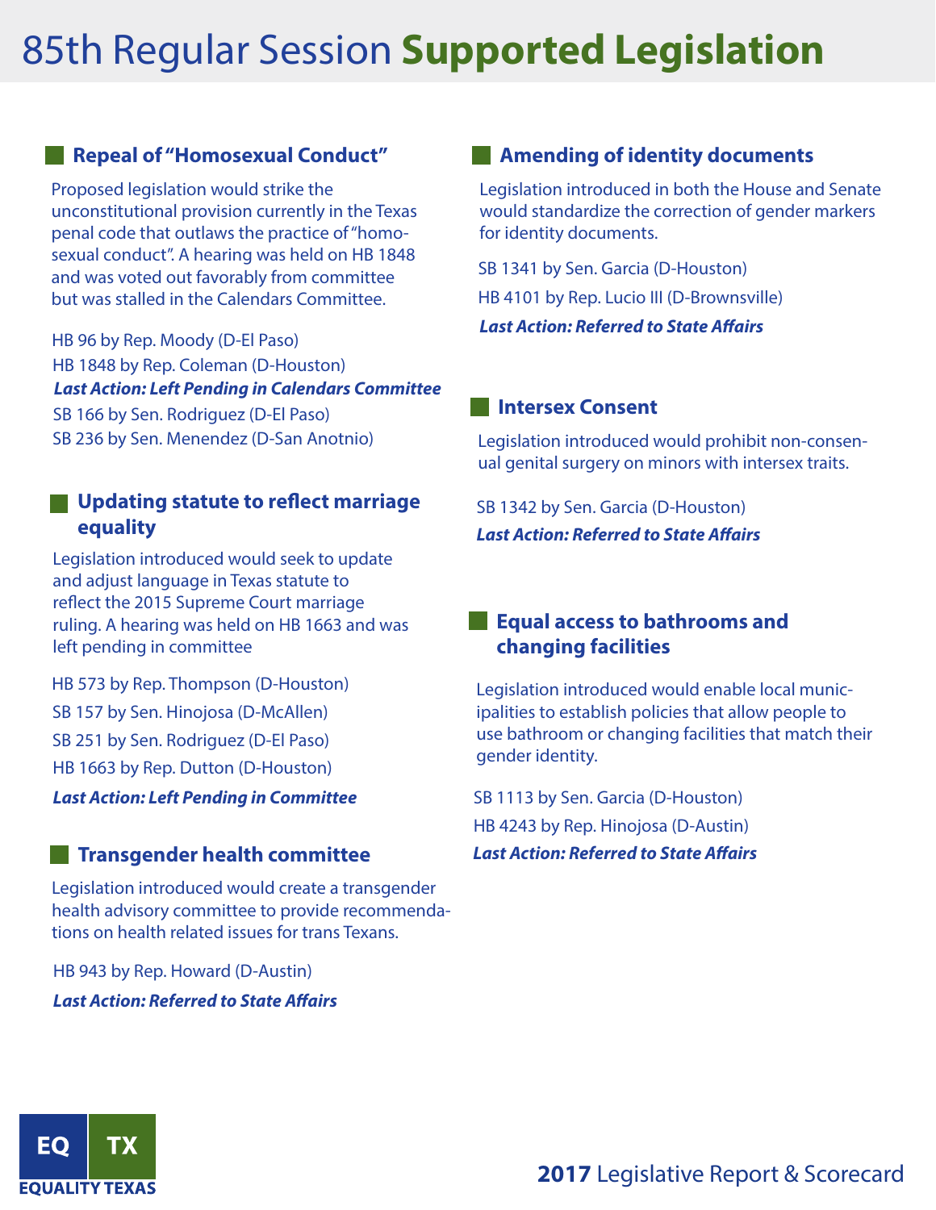# 85th Regular Session **Supported Legislation**

## Repeal of "Homosexual Conduct"

Proposed legislation would strike the unconstitutional provision currently in the Texas penal code that outlaws the practice of "homosexual conduct". A hearing was held on HB 1848 and was voted out favorably from committee but was stalled in the Calendars Committee.

HB 96 by Rep. Moody (D-El Paso)

HB 1848 by Rep. Coleman (D-Houston)

***Last Action: Left Pending in Calendars Committee***

SB 166 by Sen. Rodriguez (D-El Paso)

SB 236 by Sen. Menendez (D-San Anotnio)

## Updating statute to reflect marriage equality

Legislation introduced would seek to update and adjust language in Texas statute to reflect the 2015 Supreme Court marriage ruling. A hearing was held on HB 1663 and was left pending in committee

HB 573 by Rep. Thompson (D-Houston)

SB 157 by Sen. Hinojosa (D-McAllen)

SB 251 by Sen. Rodriguez (D-El Paso)

HB 1663 by Rep. Dutton (D-Houston)

***Last Action: Left Pending in Committee***

## Transgender health committee

Legislation introduced would create a transgender health advisory committee to provide recommendations on health related issues for trans Texans.

HB 943 by Rep. Howard (D-Austin)

***Last Action: Referred to State Affairs***

## Amending of identity documents

Legislation introduced in both the House and Senate would standardize the correction of gender markers for identity documents.

SB 1341 by Sen. Garcia (D-Houston)

HB 4101 by Rep. Lucio III (D-Brownsville)

***Last Action: Referred to State Affairs***

## Intersex Consent

Legislation introduced would prohibit non-consenual genital surgery on minors with intersex traits.

SB 1342 by Sen. Garcia (D-Houston)

***Last Action: Referred to State Affairs***

## Equal access to bathrooms and changing facilities

Legislation introduced would enable local municipalities to establish policies that allow people to use bathroom or changing facilities that match their gender identity.

SB 1113 by Sen. Garcia (D-Houston)

HB 4243 by Rep. Hinojosa (D-Austin)

***Last Action: Referred to State Affairs***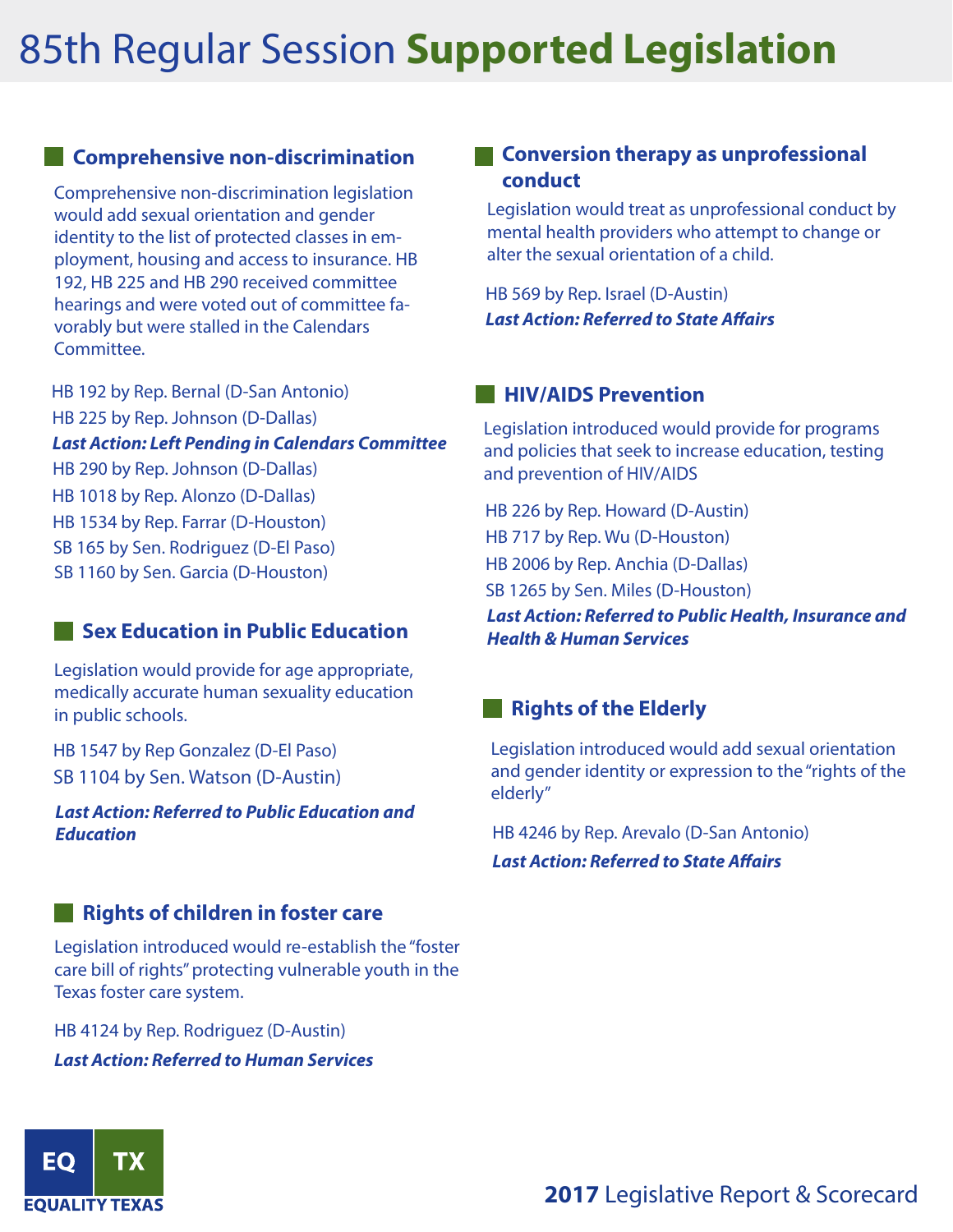# 85th Regular Session **Supported Legislation**

## Comprehensive non-discrimination

Comprehensive non-discrimination legislation would add sexual orientation and gender identity to the list of protected classes in employment, housing and access to insurance. HB 192, HB 225 and HB 290 received committee hearings and were voted out of committee favorably but were stalled in the Calendars Committee.

HB 192 by Rep. Bernal (D-San Antonio)
HB 225 by Rep. Johnson (D-Dallas)
***Last Action: Left Pending in Calendars Committee***
HB 290 by Rep. Johnson (D-Dallas)
HB 1018 by Rep. Alonzo (D-Dallas)
HB 1534 by Rep. Farrar (D-Houston)
SB 165 by Sen. Rodriguez (D-El Paso)
SB 1160 by Sen. Garcia (D-Houston)

## Sex Education in Public Education

Legislation would provide for age appropriate, medically accurate human sexuality education in public schools.

HB 1547 by Rep Gonzalez (D-El Paso)
SB 1104 by Sen. Watson (D-Austin)

***Last Action: Referred to Public Education and Education***

## Rights of children in foster care

Legislation introduced would re-establish the "foster care bill of rights" protecting vulnerable youth in the Texas foster care system.

HB 4124 by Rep. Rodriguez (D-Austin)
***Last Action: Referred to Human Services***

## Conversion therapy as unprofessional conduct

Legislation would treat as unprofessional conduct by mental health providers who attempt to change or alter the sexual orientation of a child.

HB 569 by Rep. Israel (D-Austin)
***Last Action: Referred to State Affairs***

## HIV/AIDS Prevention

Legislation introduced would provide for programs and policies that seek to increase education, testing and prevention of HIV/AIDS

HB 226 by Rep. Howard (D-Austin)
HB 717 by Rep. Wu (D-Houston)
HB 2006 by Rep. Anchia (D-Dallas)
SB 1265 by Sen. Miles (D-Houston)
***Last Action: Referred to Public Health, Insurance and Health & Human Services***

## Rights of the Elderly

Legislation introduced would add sexual orientation and gender identity or expression to the "rights of the elderly"

HB 4246 by Rep. Arevalo (D-San Antonio)
***Last Action: Referred to State Affairs***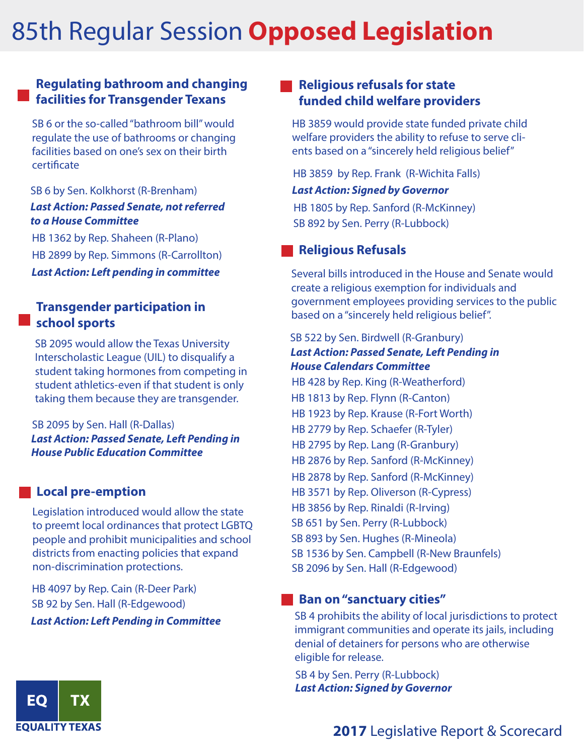# 85th Regular Session **Opposed Legislation**

## Regulating bathroom and changing facilities for Transgender Texans

SB 6 or the so-called "bathroom bill" would regulate the use of bathrooms or changing facilities based on one's sex on their birth certificate

SB 6 by Sen. Kolkhorst (R-Brenham)

***Last Action: Passed Senate, not referred to a House Committee***

HB 1362 by Rep. Shaheen (R-Plano)

HB 2899 by Rep. Simmons (R-Carrollton)

***Last Action: Left pending in committee***

## Transgender participation in school sports

SB 2095 would allow the Texas University Interscholastic League (UIL) to disqualify a student taking hormones from competing in student athletics-even if that student is only taking them because they are transgender.

SB 2095 by Sen. Hall (R-Dallas)

***Last Action: Passed Senate, Left Pending in House Public Education Committee***

## Local pre-emption

Legislation introduced would allow the state to preemt local ordinances that protect LGBTQ people and prohibit municipalities and school districts from enacting policies that expand non-discrimination protections.

HB 4097 by Rep. Cain (R-Deer Park)

SB 92 by Sen. Hall (R-Edgewood)

***Last Action: Left Pending in Committee***

## Religious refusals for state funded child welfare providers

HB 3859 would provide state funded private child welfare providers the ability to refuse to serve clients based on a "sincerely held religious belief"

HB 3859 by Rep. Frank (R-Wichita Falls)

***Last Action: Signed by Governor***

HB 1805 by Rep. Sanford (R-McKinney)

SB 892 by Sen. Perry (R-Lubbock)

## Religious Refusals

Several bills introduced in the House and Senate would create a religious exemption for individuals and government employees providing services to the public based on a "sincerely held religious belief".

SB 522 by Sen. Birdwell (R-Granbury)

***Last Action: Passed Senate, Left Pending in House Calendars Committee***

HB 428 by Rep. King (R-Weatherford)

HB 1813 by Rep. Flynn (R-Canton)

HB 1923 by Rep. Krause (R-Fort Worth)

HB 2779 by Rep. Schaefer (R-Tyler)

HB 2795 by Rep. Lang (R-Granbury)

HB 2876 by Rep. Sanford (R-McKinney)

HB 2878 by Rep. Sanford (R-McKinney)

HB 3571 by Rep. Oliverson (R-Cypress)

HB 3856 by Rep. Rinaldi (R-Irving)

SB 651 by Sen. Perry (R-Lubbock)

SB 893 by Sen. Hughes (R-Mineola)

SB 1536 by Sen. Campbell (R-New Braunfels)

SB 2096 by Sen. Hall (R-Edgewood)

## Ban on "sanctuary cities"

SB 4 prohibits the ability of local jurisdictions to protect immigrant communities and operate its jails, including denial of detainers for persons who are otherwise eligible for release.

SB 4 by Sen. Perry (R-Lubbock)

***Last Action: Signed by Governor***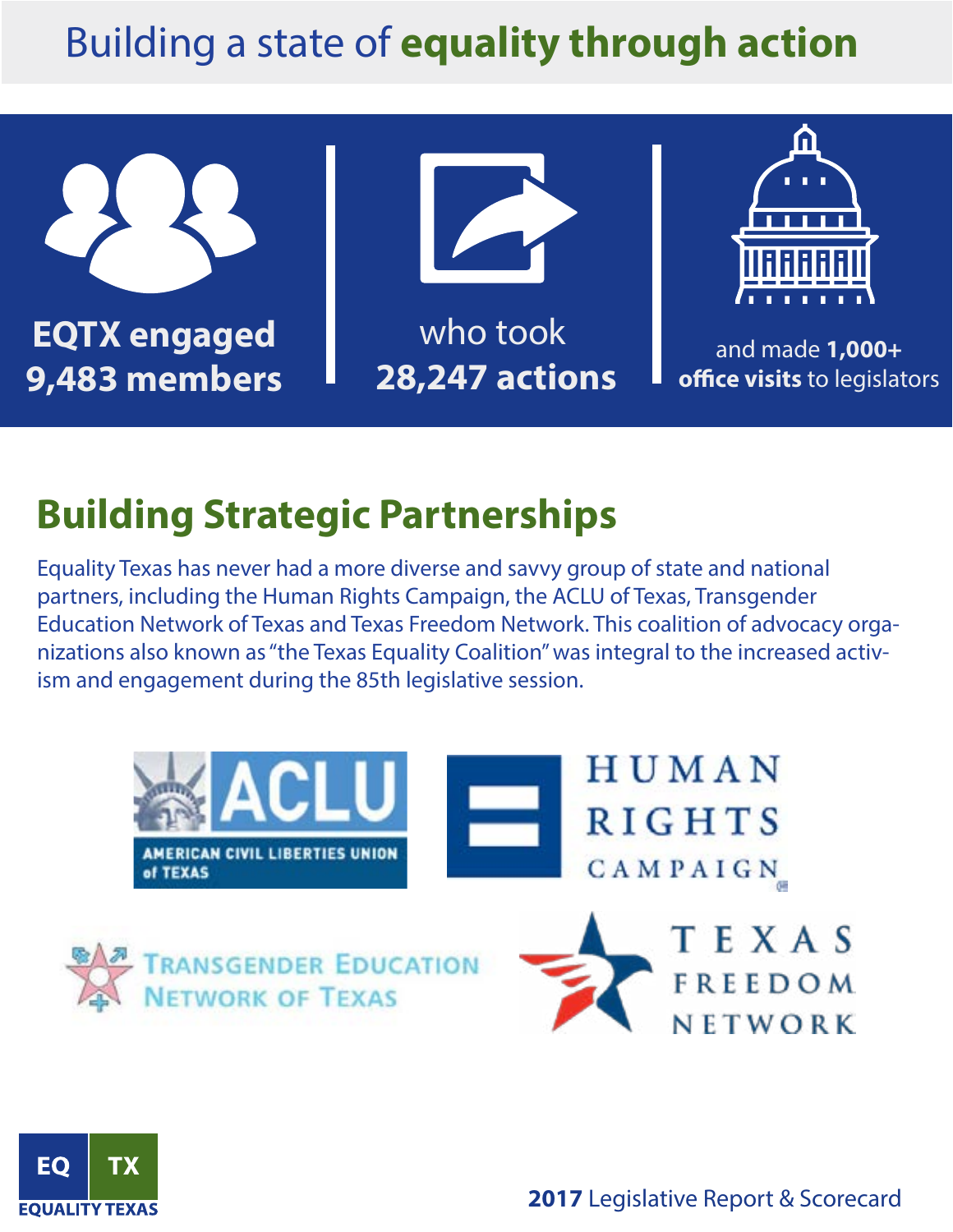# Building a state of **equality through action**

**EQTX engaged 9,483 members**

who took **28,247 actions**

and made **1,000+ office visits** to legislators

## Building Strategic Partnerships

Equality Texas has never had a more diverse and savvy group of state and national partners, including the Human Rights Campaign, the ACLU of Texas, Transgender Education Network of Texas and Texas Freedom Network. This coalition of advocacy organizations also known as "the Texas Equality Coalition" was integral to the increased activism and engagement during the 85th legislative session.

ACLU AMERICAN CIVIL LIBERTIES UNION of TEXAS

HUMAN RIGHTS CAMPAIGN

TRANSGENDER EDUCATION NETWORK OF TEXAS

TEXAS FREEDOM NETWORK

EQ TX EQUALITY TEXAS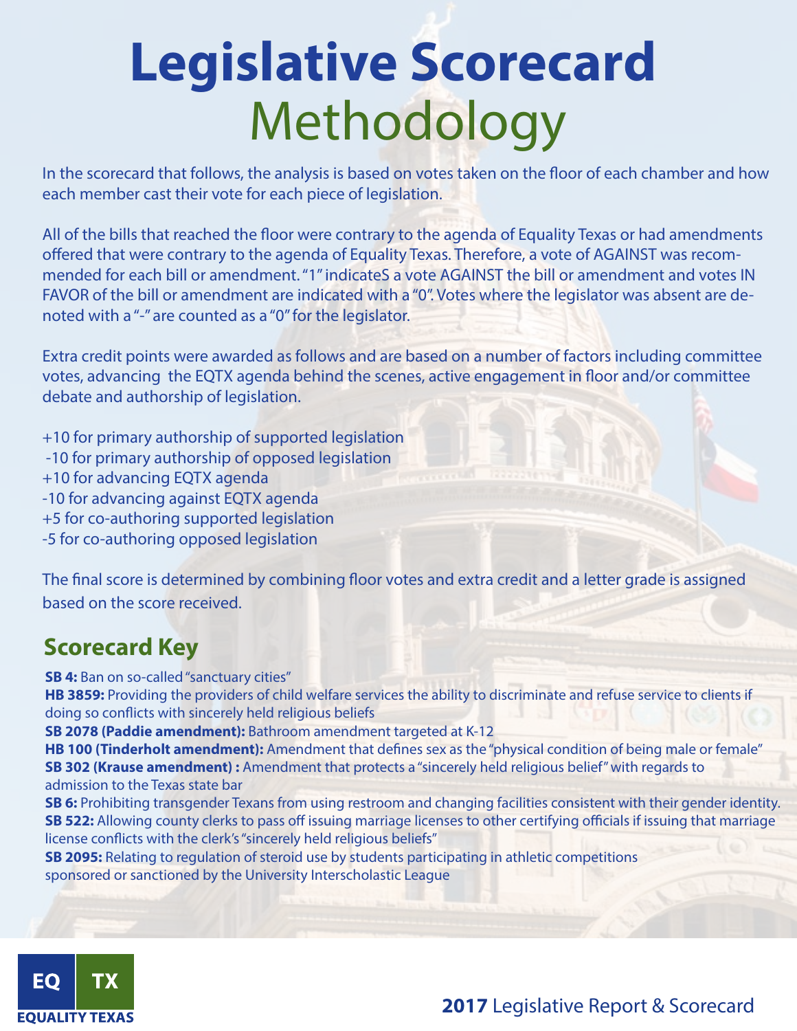# Legislative Scorecard Methodology

In the scorecard that follows, the analysis is based on votes taken on the floor of each chamber and how each member cast their vote for each piece of legislation.

All of the bills that reached the floor were contrary to the agenda of Equality Texas or had amendments offered that were contrary to the agenda of Equality Texas. Therefore, a vote of AGAINST was recommended for each bill or amendment. "1" indicateS a vote AGAINST the bill or amendment and votes IN FAVOR of the bill or amendment are indicated with a "0". Votes where the legislator was absent are denoted with a "-" are counted as a "0" for the legislator.

Extra credit points were awarded as follows and are based on a number of factors including committee votes, advancing the EQTX agenda behind the scenes, active engagement in floor and/or committee debate and authorship of legislation.

+10 for primary authorship of supported legislation
-10 for primary authorship of opposed legislation
+10 for advancing EQTX agenda
-10 for advancing against EQTX agenda
+5 for co-authoring supported legislation
-5 for co-authoring opposed legislation

The final score is determined by combining floor votes and extra credit and a letter grade is assigned based on the score received.

## Scorecard Key

**SB 4:** Ban on so-called "sanctuary cities"
**HB 3859:** Providing the providers of child welfare services the ability to discriminate and refuse service to clients if doing so conflicts with sincerely held religious beliefs
**SB 2078 (Paddie amendment):** Bathroom amendment targeted at K-12
**HB 100 (Tinderholt amendment):** Amendment that defines sex as the "physical condition of being male or female"
**SB 302 (Krause amendment) :** Amendment that protects a "sincerely held religious belief" with regards to admission to the Texas state bar
**SB 6:** Prohibiting transgender Texans from using restroom and changing facilities consistent with their gender identity.
**SB 522:** Allowing county clerks to pass off issuing marriage licenses to other certifying officials if issuing that marriage license conflicts with the clerk's "sincerely held religious beliefs"
**SB 2095:** Relating to regulation of steroid use by students participating in athletic competitions sponsored or sanctioned by the University Interscholastic League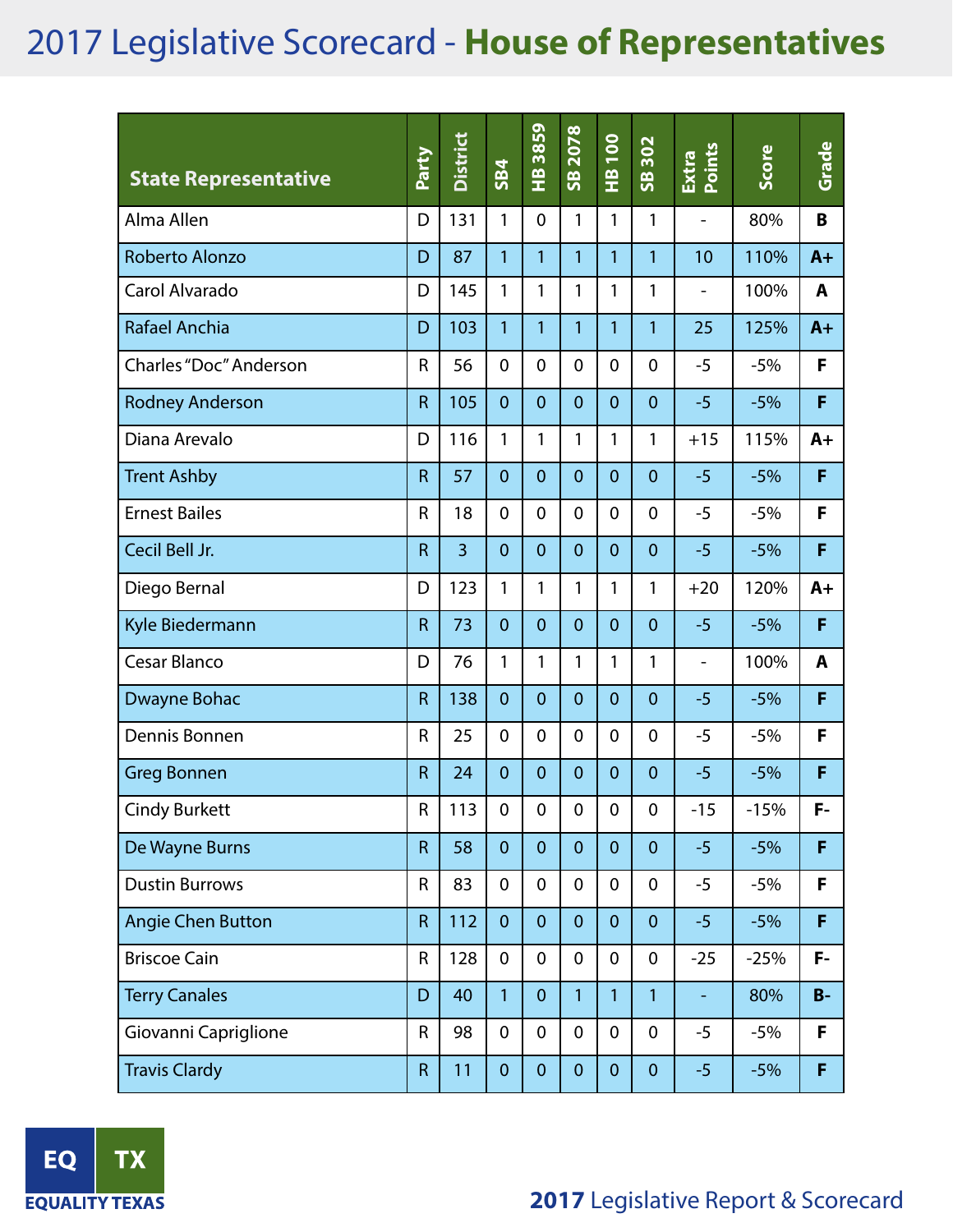# 2017 Legislative Scorecard - **House of Representatives**

| State Representative | Party | District | SB4 | HB 3859 | SB 2078 | HB 100 | SB 302 | Extra Points | Score | Grade |
|---|---|---|---|---|---|---|---|---|---|---|
| Alma Allen | D | 131 | 1 | 0 | 1 | 1 | 1 | - | 80% | B |
| Roberto Alonzo | D | 87 | 1 | 1 | 1 | 1 | 1 | 10 | 110% | A+ |
| Carol Alvarado | D | 145 | 1 | 1 | 1 | 1 | 1 | - | 100% | A |
| Rafael Anchia | D | 103 | 1 | 1 | 1 | 1 | 1 | 25 | 125% | A+ |
| Charles "Doc" Anderson | R | 56 | 0 | 0 | 0 | 0 | 0 | -5 | -5% | F |
| Rodney Anderson | R | 105 | 0 | 0 | 0 | 0 | 0 | -5 | -5% | F |
| Diana Arevalo | D | 116 | 1 | 1 | 1 | 1 | 1 | +15 | 115% | A+ |
| Trent Ashby | R | 57 | 0 | 0 | 0 | 0 | 0 | -5 | -5% | F |
| Ernest Bailes | R | 18 | 0 | 0 | 0 | 0 | 0 | -5 | -5% | F |
| Cecil Bell Jr. | R | 3 | 0 | 0 | 0 | 0 | 0 | -5 | -5% | F |
| Diego Bernal | D | 123 | 1 | 1 | 1 | 1 | 1 | +20 | 120% | A+ |
| Kyle Biedermann | R | 73 | 0 | 0 | 0 | 0 | 0 | -5 | -5% | F |
| Cesar Blanco | D | 76 | 1 | 1 | 1 | 1 | 1 | - | 100% | A |
| Dwayne Bohac | R | 138 | 0 | 0 | 0 | 0 | 0 | -5 | -5% | F |
| Dennis Bonnen | R | 25 | 0 | 0 | 0 | 0 | 0 | -5 | -5% | F |
| Greg Bonnen | R | 24 | 0 | 0 | 0 | 0 | 0 | -5 | -5% | F |
| Cindy Burkett | R | 113 | 0 | 0 | 0 | 0 | 0 | -15 | -15% | F- |
| De Wayne Burns | R | 58 | 0 | 0 | 0 | 0 | 0 | -5 | -5% | F |
| Dustin Burrows | R | 83 | 0 | 0 | 0 | 0 | 0 | -5 | -5% | F |
| Angie Chen Button | R | 112 | 0 | 0 | 0 | 0 | 0 | -5 | -5% | F |
| Briscoe Cain | R | 128 | 0 | 0 | 0 | 0 | 0 | -25 | -25% | F- |
| Terry Canales | D | 40 | 1 | 0 | 1 | 1 | 1 | - | 80% | B- |
| Giovanni Capriglione | R | 98 | 0 | 0 | 0 | 0 | 0 | -5 | -5% | F |
| Travis Clardy | R | 11 | 0 | 0 | 0 | 0 | 0 | -5 | -5% | F |

EQ TX EQUALITY TEXAS

**2017** Legislative Report & Scorecard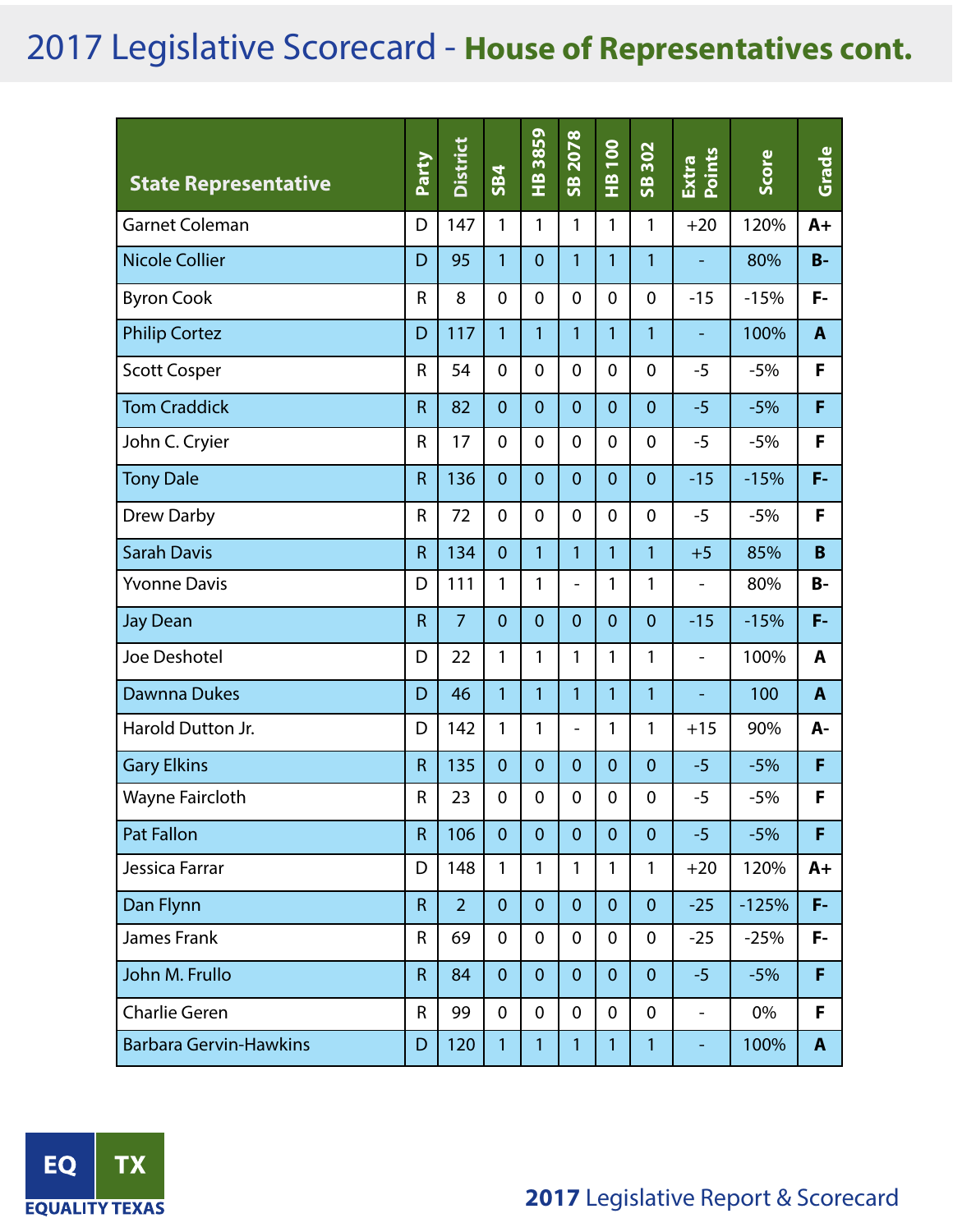# 2017 Legislative Scorecard - House of Representatives cont.

| State Representative | Party | District | SB4 | HB 3859 | SB 2078 | HB 100 | SB 302 | Extra Points | Score | Grade |
|---|---|---|---|---|---|---|---|---|---|---|
| Garnet Coleman | D | 147 | 1 | 1 | 1 | 1 | 1 | +20 | 120% | A+ |
| Nicole Collier | D | 95 | 1 | 0 | 1 | 1 | 1 | - | 80% | B- |
| Byron Cook | R | 8 | 0 | 0 | 0 | 0 | 0 | -15 | -15% | F- |
| Philip Cortez | D | 117 | 1 | 1 | 1 | 1 | 1 | - | 100% | A |
| Scott Cosper | R | 54 | 0 | 0 | 0 | 0 | 0 | -5 | -5% | F |
| Tom Craddick | R | 82 | 0 | 0 | 0 | 0 | 0 | -5 | -5% | F |
| John C. Cryier | R | 17 | 0 | 0 | 0 | 0 | 0 | -5 | -5% | F |
| Tony Dale | R | 136 | 0 | 0 | 0 | 0 | 0 | -15 | -15% | F- |
| Drew Darby | R | 72 | 0 | 0 | 0 | 0 | 0 | -5 | -5% | F |
| Sarah Davis | R | 134 | 0 | 1 | 1 | 1 | 1 | +5 | 85% | B |
| Yvonne Davis | D | 111 | 1 | 1 | - | 1 | 1 | - | 80% | B- |
| Jay Dean | R | 7 | 0 | 0 | 0 | 0 | 0 | -15 | -15% | F- |
| Joe Deshotel | D | 22 | 1 | 1 | 1 | 1 | 1 | - | 100% | A |
| Dawnna Dukes | D | 46 | 1 | 1 | 1 | 1 | 1 | - | 100 | A |
| Harold Dutton Jr. | D | 142 | 1 | 1 | - | 1 | 1 | +15 | 90% | A- |
| Gary Elkins | R | 135 | 0 | 0 | 0 | 0 | 0 | -5 | -5% | F |
| Wayne Faircloth | R | 23 | 0 | 0 | 0 | 0 | 0 | -5 | -5% | F |
| Pat Fallon | R | 106 | 0 | 0 | 0 | 0 | 0 | -5 | -5% | F |
| Jessica Farrar | D | 148 | 1 | 1 | 1 | 1 | 1 | +20 | 120% | A+ |
| Dan Flynn | R | 2 | 0 | 0 | 0 | 0 | 0 | -25 | -125% | F- |
| James Frank | R | 69 | 0 | 0 | 0 | 0 | 0 | -25 | -25% | F- |
| John M. Frullo | R | 84 | 0 | 0 | 0 | 0 | 0 | -5 | -5% | F |
| Charlie Geren | R | 99 | 0 | 0 | 0 | 0 | 0 | - | 0% | F |
| Barbara Gervin-Hawkins | D | 120 | 1 | 1 | 1 | 1 | 1 | - | 100% | A |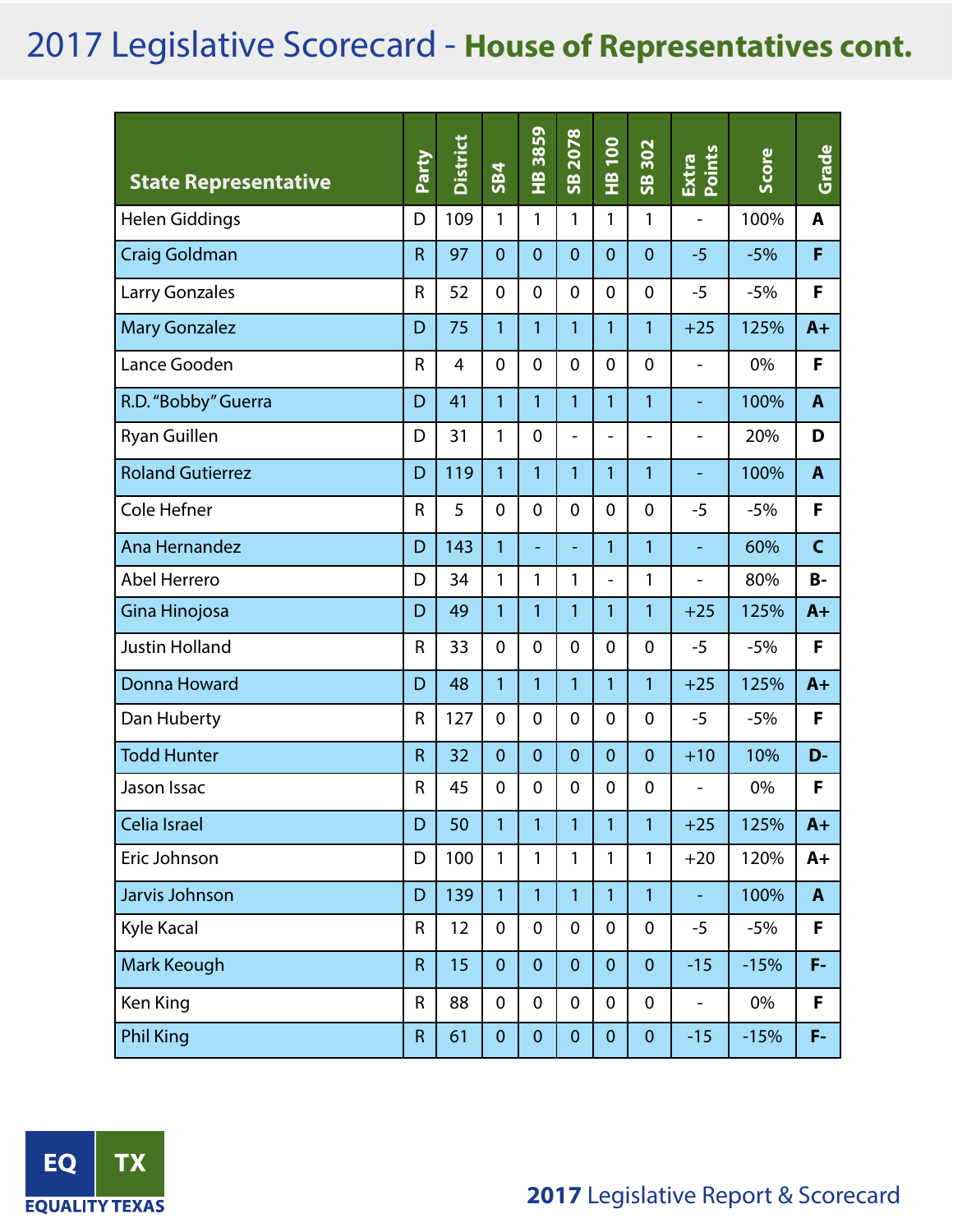# 2017 Legislative Scorecard - **House of Representatives cont.**

| State Representative | Party | District | SB4 | HB 3859 | SB 2078 | HB 100 | SB 302 | Extra Points | Score | Grade |
|---|---|---|---|---|---|---|---|---|---|---|
| Helen Giddings | D | 109 | 1 | 1 | 1 | 1 | 1 | - | 100% | **A** |
| Craig Goldman | R | 97 | 0 | 0 | 0 | 0 | 0 | -5 | -5% | **F** |
| Larry Gonzales | R | 52 | 0 | 0 | 0 | 0 | 0 | -5 | -5% | **F** |
| Mary Gonzalez | D | 75 | 1 | 1 | 1 | 1 | 1 | +25 | 125% | **A+** |
| Lance Gooden | R | 4 | 0 | 0 | 0 | 0 | 0 | - | 0% | **F** |
| R.D. "Bobby" Guerra | D | 41 | 1 | 1 | 1 | 1 | 1 | - | 100% | **A** |
| Ryan Guillen | D | 31 | 1 | 0 | - | - | - | - | 20% | **D** |
| Roland Gutierrez | D | 119 | 1 | 1 | 1 | 1 | 1 | - | 100% | **A** |
| Cole Hefner | R | 5 | 0 | 0 | 0 | 0 | 0 | -5 | -5% | **F** |
| Ana Hernandez | D | 143 | 1 | - | - | 1 | 1 | - | 60% | **C** |
| Abel Herrero | D | 34 | 1 | 1 | 1 | - | 1 | - | 80% | **B-** |
| Gina Hinojosa | D | 49 | 1 | 1 | 1 | 1 | 1 | +25 | 125% | **A+** |
| Justin Holland | R | 33 | 0 | 0 | 0 | 0 | 0 | -5 | -5% | **F** |
| Donna Howard | D | 48 | 1 | 1 | 1 | 1 | 1 | +25 | 125% | **A+** |
| Dan Huberty | R | 127 | 0 | 0 | 0 | 0 | 0 | -5 | -5% | **F** |
| Todd Hunter | R | 32 | 0 | 0 | 0 | 0 | 0 | +10 | 10% | **D-** |
| Jason Issac | R | 45 | 0 | 0 | 0 | 0 | 0 | - | 0% | **F** |
| Celia Israel | D | 50 | 1 | 1 | 1 | 1 | 1 | +25 | 125% | **A+** |
| Eric Johnson | D | 100 | 1 | 1 | 1 | 1 | 1 | +20 | 120% | **A+** |
| Jarvis Johnson | D | 139 | 1 | 1 | 1 | 1 | 1 | - | 100% | **A** |
| Kyle Kacal | R | 12 | 0 | 0 | 0 | 0 | 0 | -5 | -5% | **F** |
| Mark Keough | R | 15 | 0 | 0 | 0 | 0 | 0 | -15 | -15% | **F-** |
| Ken King | R | 88 | 0 | 0 | 0 | 0 | 0 | - | 0% | **F** |
| Phil King | R | 61 | 0 | 0 | 0 | 0 | 0 | -15 | -15% | **F-** |

EQ TX
EQUALITY TEXAS

**2017** Legislative Report & Scorecard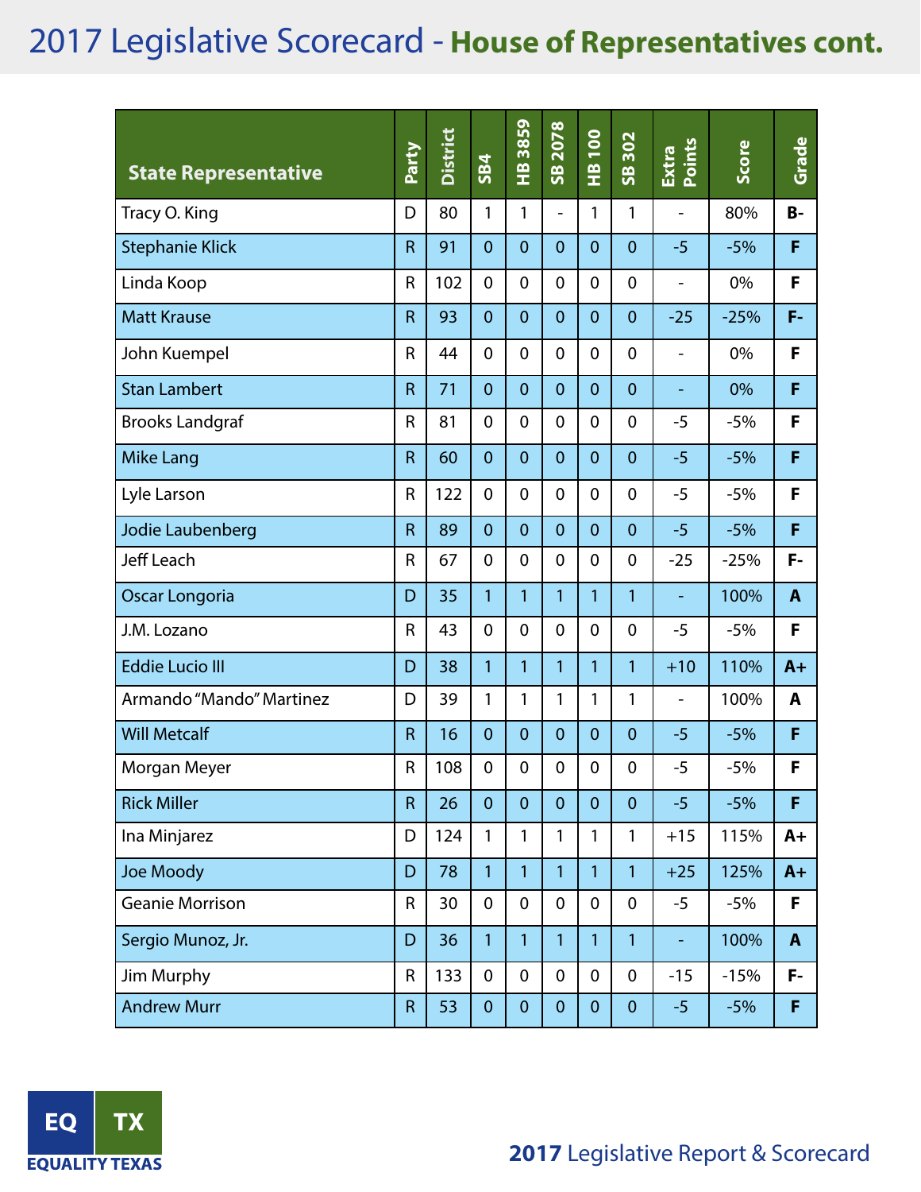# 2017 Legislative Scorecard - House of Representatives cont.

| State Representative | Party | District | SB4 | HB 3859 | SB 2078 | HB 100 | SB 302 | Extra Points | Score | Grade |
|---|---|---|---|---|---|---|---|---|---|---|
| Tracy O. King | D | 80 | 1 | 1 | - | 1 | 1 | - | 80% | B- |
| Stephanie Klick | R | 91 | 0 | 0 | 0 | 0 | 0 | -5 | -5% | F |
| Linda Koop | R | 102 | 0 | 0 | 0 | 0 | 0 | - | 0% | F |
| Matt Krause | R | 93 | 0 | 0 | 0 | 0 | 0 | -25 | -25% | F- |
| John Kuempel | R | 44 | 0 | 0 | 0 | 0 | 0 | - | 0% | F |
| Stan Lambert | R | 71 | 0 | 0 | 0 | 0 | 0 | - | 0% | F |
| Brooks Landgraf | R | 81 | 0 | 0 | 0 | 0 | 0 | -5 | -5% | F |
| Mike Lang | R | 60 | 0 | 0 | 0 | 0 | 0 | -5 | -5% | F |
| Lyle Larson | R | 122 | 0 | 0 | 0 | 0 | 0 | -5 | -5% | F |
| Jodie Laubenberg | R | 89 | 0 | 0 | 0 | 0 | 0 | -5 | -5% | F |
| Jeff Leach | R | 67 | 0 | 0 | 0 | 0 | 0 | -25 | -25% | F- |
| Oscar Longoria | D | 35 | 1 | 1 | 1 | 1 | 1 | - | 100% | A |
| J.M. Lozano | R | 43 | 0 | 0 | 0 | 0 | 0 | -5 | -5% | F |
| Eddie Lucio III | D | 38 | 1 | 1 | 1 | 1 | 1 | +10 | 110% | A+ |
| Armando "Mando" Martinez | D | 39 | 1 | 1 | 1 | 1 | 1 | - | 100% | A |
| Will Metcalf | R | 16 | 0 | 0 | 0 | 0 | 0 | -5 | -5% | F |
| Morgan Meyer | R | 108 | 0 | 0 | 0 | 0 | 0 | -5 | -5% | F |
| Rick Miller | R | 26 | 0 | 0 | 0 | 0 | 0 | -5 | -5% | F |
| Ina Minjarez | D | 124 | 1 | 1 | 1 | 1 | 1 | +15 | 115% | A+ |
| Joe Moody | D | 78 | 1 | 1 | 1 | 1 | 1 | +25 | 125% | A+ |
| Geanie Morrison | R | 30 | 0 | 0 | 0 | 0 | 0 | -5 | -5% | F |
| Sergio Munoz, Jr. | D | 36 | 1 | 1 | 1 | 1 | 1 | - | 100% | A |
| Jim Murphy | R | 133 | 0 | 0 | 0 | 0 | 0 | -15 | -15% | F- |
| Andrew Murr | R | 53 | 0 | 0 | 0 | 0 | 0 | -5 | -5% | F |

EQ TX
EQUALITY TEXAS

**2017** Legislative Report & Scorecard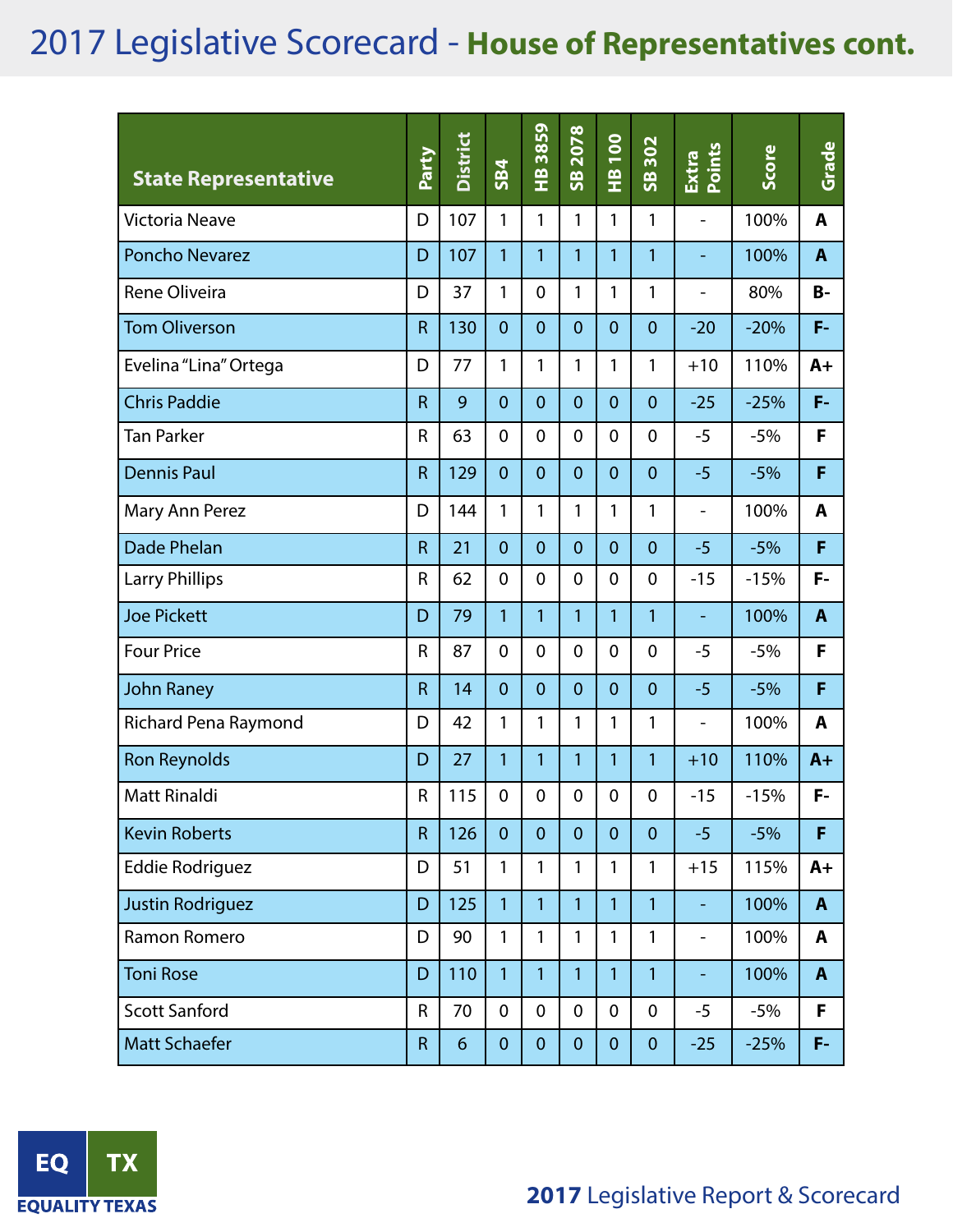# 2017 Legislative Scorecard - House of Representatives cont.

| State Representative | Party | District | SB4 | HB 3859 | SB 2078 | HB 100 | SB 302 | Extra Points | Score | Grade |
|---|---|---|---|---|---|---|---|---|---|---|
| Victoria Neave | D | 107 | 1 | 1 | 1 | 1 | 1 | - | 100% | A |
| Poncho Nevarez | D | 107 | 1 | 1 | 1 | 1 | 1 | - | 100% | A |
| Rene Oliveira | D | 37 | 1 | 0 | 1 | 1 | 1 | - | 80% | B- |
| Tom Oliverson | R | 130 | 0 | 0 | 0 | 0 | 0 | -20 | -20% | F- |
| Evelina "Lina" Ortega | D | 77 | 1 | 1 | 1 | 1 | 1 | +10 | 110% | A+ |
| Chris Paddie | R | 9 | 0 | 0 | 0 | 0 | 0 | -25 | -25% | F- |
| Tan Parker | R | 63 | 0 | 0 | 0 | 0 | 0 | -5 | -5% | F |
| Dennis Paul | R | 129 | 0 | 0 | 0 | 0 | 0 | -5 | -5% | F |
| Mary Ann Perez | D | 144 | 1 | 1 | 1 | 1 | 1 | - | 100% | A |
| Dade Phelan | R | 21 | 0 | 0 | 0 | 0 | 0 | -5 | -5% | F |
| Larry Phillips | R | 62 | 0 | 0 | 0 | 0 | 0 | -15 | -15% | F- |
| Joe Pickett | D | 79 | 1 | 1 | 1 | 1 | 1 | - | 100% | A |
| Four Price | R | 87 | 0 | 0 | 0 | 0 | 0 | -5 | -5% | F |
| John Raney | R | 14 | 0 | 0 | 0 | 0 | 0 | -5 | -5% | F |
| Richard Pena Raymond | D | 42 | 1 | 1 | 1 | 1 | 1 | - | 100% | A |
| Ron Reynolds | D | 27 | 1 | 1 | 1 | 1 | 1 | +10 | 110% | A+ |
| Matt Rinaldi | R | 115 | 0 | 0 | 0 | 0 | 0 | -15 | -15% | F- |
| Kevin Roberts | R | 126 | 0 | 0 | 0 | 0 | 0 | -5 | -5% | F |
| Eddie Rodriguez | D | 51 | 1 | 1 | 1 | 1 | 1 | +15 | 115% | A+ |
| Justin Rodriguez | D | 125 | 1 | 1 | 1 | 1 | 1 | - | 100% | A |
| Ramon Romero | D | 90 | 1 | 1 | 1 | 1 | 1 | - | 100% | A |
| Toni Rose | D | 110 | 1 | 1 | 1 | 1 | 1 | - | 100% | A |
| Scott Sanford | R | 70 | 0 | 0 | 0 | 0 | 0 | -5 | -5% | F |
| Matt Schaefer | R | 6 | 0 | 0 | 0 | 0 | 0 | -25 | -25% | F- |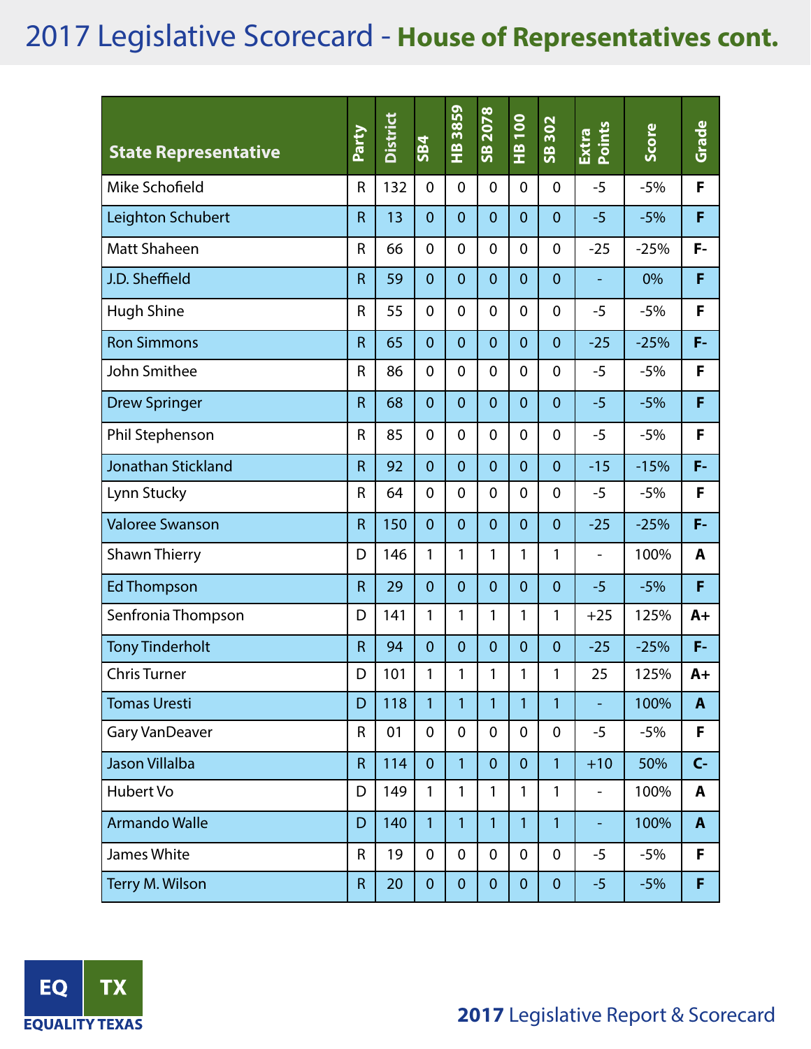# 2017 Legislative Scorecard - **House of Representatives cont.**

| State Representative | Party | District | SB4 | HB 3859 | SB 2078 | HB 100 | SB 302 | Extra Points | Score | Grade |
|---|---|---|---|---|---|---|---|---|---|---|
| Mike Schofield | R | 132 | 0 | 0 | 0 | 0 | 0 | -5 | -5% | F |
| Leighton Schubert | R | 13 | 0 | 0 | 0 | 0 | 0 | -5 | -5% | F |
| Matt Shaheen | R | 66 | 0 | 0 | 0 | 0 | 0 | -25 | -25% | F- |
| J.D. Sheffield | R | 59 | 0 | 0 | 0 | 0 | 0 | - | 0% | F |
| Hugh Shine | R | 55 | 0 | 0 | 0 | 0 | 0 | -5 | -5% | F |
| Ron Simmons | R | 65 | 0 | 0 | 0 | 0 | 0 | -25 | -25% | F- |
| John Smithee | R | 86 | 0 | 0 | 0 | 0 | 0 | -5 | -5% | F |
| Drew Springer | R | 68 | 0 | 0 | 0 | 0 | 0 | -5 | -5% | F |
| Phil Stephenson | R | 85 | 0 | 0 | 0 | 0 | 0 | -5 | -5% | F |
| Jonathan Stickland | R | 92 | 0 | 0 | 0 | 0 | 0 | -15 | -15% | F- |
| Lynn Stucky | R | 64 | 0 | 0 | 0 | 0 | 0 | -5 | -5% | F |
| Valoree Swanson | R | 150 | 0 | 0 | 0 | 0 | 0 | -25 | -25% | F- |
| Shawn Thierry | D | 146 | 1 | 1 | 1 | 1 | 1 | - | 100% | A |
| Ed Thompson | R | 29 | 0 | 0 | 0 | 0 | 0 | -5 | -5% | F |
| Senfronia Thompson | D | 141 | 1 | 1 | 1 | 1 | 1 | +25 | 125% | A+ |
| Tony Tinderholt | R | 94 | 0 | 0 | 0 | 0 | 0 | -25 | -25% | F- |
| Chris Turner | D | 101 | 1 | 1 | 1 | 1 | 1 | 25 | 125% | A+ |
| Tomas Uresti | D | 118 | 1 | 1 | 1 | 1 | 1 | - | 100% | A |
| Gary VanDeaver | R | 01 | 0 | 0 | 0 | 0 | 0 | -5 | -5% | F |
| Jason Villalba | R | 114 | 0 | 1 | 0 | 0 | 1 | +10 | 50% | C- |
| Hubert Vo | D | 149 | 1 | 1 | 1 | 1 | 1 | - | 100% | A |
| Armando Walle | D | 140 | 1 | 1 | 1 | 1 | 1 | - | 100% | A |
| James White | R | 19 | 0 | 0 | 0 | 0 | 0 | -5 | -5% | F |
| Terry M. Wilson | R | 20 | 0 | 0 | 0 | 0 | 0 | -5 | -5% | F |

EQ TX
EQUALITY TEXAS

**2017** Legislative Report & Scorecard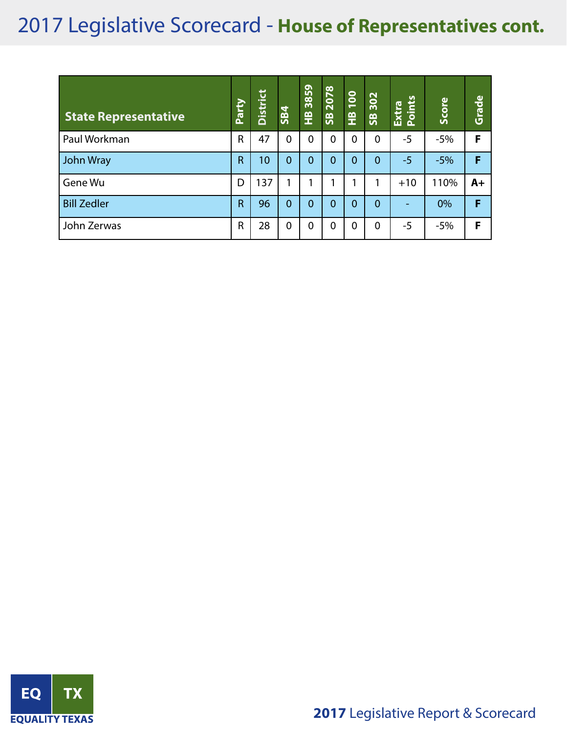# 2017 Legislative Scorecard - House of Representatives cont.

| State Representative | Party | District | SB4 | HB 3859 | SB 2078 | HB 100 | SB 302 | Extra Points | Score | Grade |
|---|---|---|---|---|---|---|---|---|---|---|
| Paul Workman | R | 47 | 0 | 0 | 0 | 0 | 0 | -5 | -5% | **F** |
| John Wray | R | 10 | 0 | 0 | 0 | 0 | 0 | -5 | -5% | **F** |
| Gene Wu | D | 137 | 1 | 1 | 1 | 1 | 1 | +10 | 110% | **A+** |
| Bill Zedler | R | 96 | 0 | 0 | 0 | 0 | 0 | - | 0% | **F** |
| John Zerwas | R | 28 | 0 | 0 | 0 | 0 | 0 | -5 | -5% | **F** |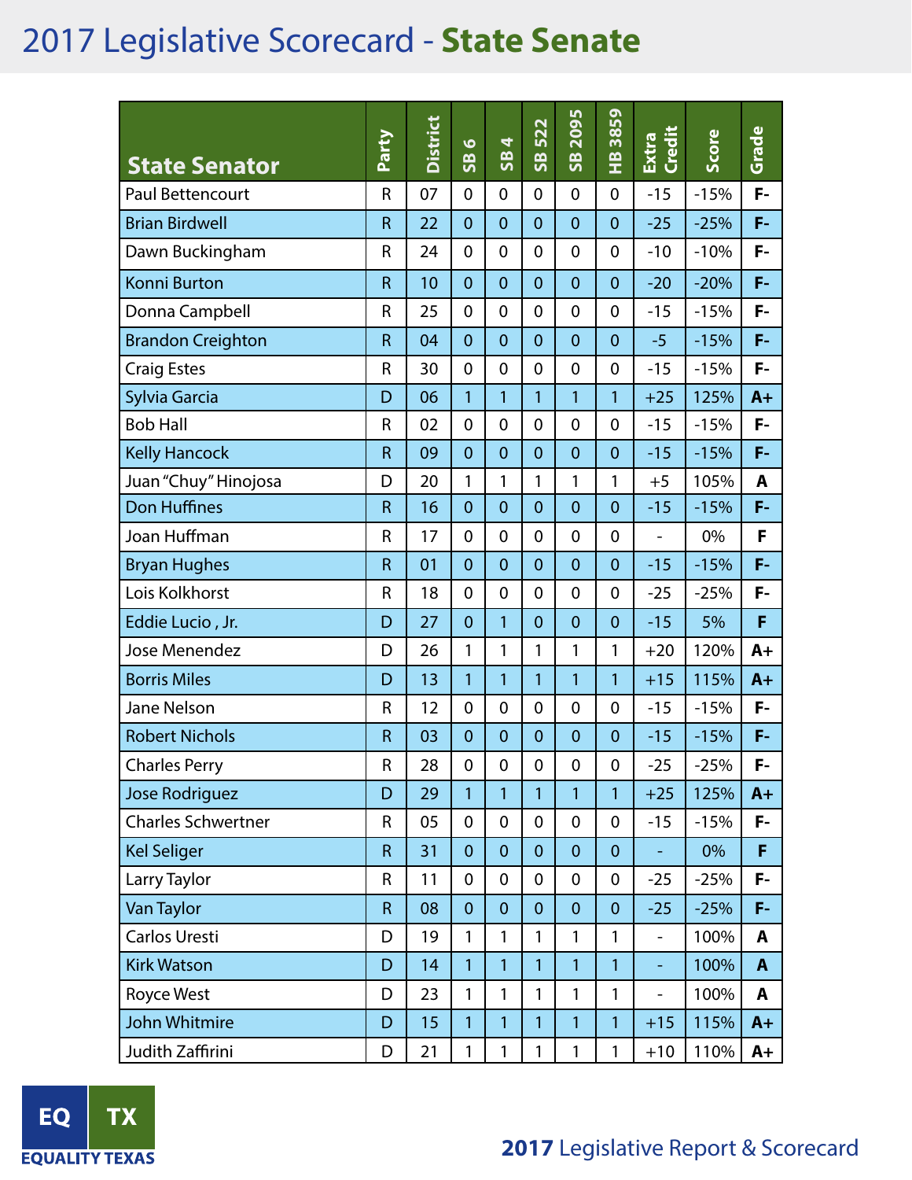# 2017 Legislative Scorecard - State Senate

| State Senator | Party | District | SB 6 | SB 4 | SB 522 | SB 2095 | HB 3859 | Extra Credit | Score | Grade |
|---|---|---|---|---|---|---|---|---|---|---|
| Paul Bettencourt | R | 07 | 0 | 0 | 0 | 0 | 0 | -15 | -15% | F- |
| Brian Birdwell | R | 22 | 0 | 0 | 0 | 0 | 0 | -25 | -25% | F- |
| Dawn Buckingham | R | 24 | 0 | 0 | 0 | 0 | 0 | -10 | -10% | F- |
| Konni Burton | R | 10 | 0 | 0 | 0 | 0 | 0 | -20 | -20% | F- |
| Donna Campbell | R | 25 | 0 | 0 | 0 | 0 | 0 | -15 | -15% | F- |
| Brandon Creighton | R | 04 | 0 | 0 | 0 | 0 | 0 | -5 | -15% | F- |
| Craig Estes | R | 30 | 0 | 0 | 0 | 0 | 0 | -15 | -15% | F- |
| Sylvia Garcia | D | 06 | 1 | 1 | 1 | 1 | 1 | +25 | 125% | A+ |
| Bob Hall | R | 02 | 0 | 0 | 0 | 0 | 0 | -15 | -15% | F- |
| Kelly Hancock | R | 09 | 0 | 0 | 0 | 0 | 0 | -15 | -15% | F- |
| Juan "Chuy" Hinojosa | D | 20 | 1 | 1 | 1 | 1 | 1 | +5 | 105% | A |
| Don Huffines | R | 16 | 0 | 0 | 0 | 0 | 0 | -15 | -15% | F- |
| Joan Huffman | R | 17 | 0 | 0 | 0 | 0 | 0 | - | 0% | F |
| Bryan Hughes | R | 01 | 0 | 0 | 0 | 0 | 0 | -15 | -15% | F- |
| Lois Kolkhorst | R | 18 | 0 | 0 | 0 | 0 | 0 | -25 | -25% | F- |
| Eddie Lucio , Jr. | D | 27 | 0 | 1 | 0 | 0 | 0 | -15 | 5% | F |
| Jose Menendez | D | 26 | 1 | 1 | 1 | 1 | 1 | +20 | 120% | A+ |
| Borris Miles | D | 13 | 1 | 1 | 1 | 1 | 1 | +15 | 115% | A+ |
| Jane Nelson | R | 12 | 0 | 0 | 0 | 0 | 0 | -15 | -15% | F- |
| Robert Nichols | R | 03 | 0 | 0 | 0 | 0 | 0 | -15 | -15% | F- |
| Charles Perry | R | 28 | 0 | 0 | 0 | 0 | 0 | -25 | -25% | F- |
| Jose Rodriguez | D | 29 | 1 | 1 | 1 | 1 | 1 | +25 | 125% | A+ |
| Charles Schwertner | R | 05 | 0 | 0 | 0 | 0 | 0 | -15 | -15% | F- |
| Kel Seliger | R | 31 | 0 | 0 | 0 | 0 | 0 | - | 0% | F |
| Larry Taylor | R | 11 | 0 | 0 | 0 | 0 | 0 | -25 | -25% | F- |
| Van Taylor | R | 08 | 0 | 0 | 0 | 0 | 0 | -25 | -25% | F- |
| Carlos Uresti | D | 19 | 1 | 1 | 1 | 1 | 1 | - | 100% | A |
| Kirk Watson | D | 14 | 1 | 1 | 1 | 1 | 1 | - | 100% | A |
| Royce West | D | 23 | 1 | 1 | 1 | 1 | 1 | - | 100% | A |
| John Whitmire | D | 15 | 1 | 1 | 1 | 1 | 1 | +15 | 115% | A+ |
| Judith Zaffirini | D | 21 | 1 | 1 | 1 | 1 | 1 | +10 | 110% | A+ |

EQ TX
EQUALITY TEXAS

**2017** Legislative Report & Scorecard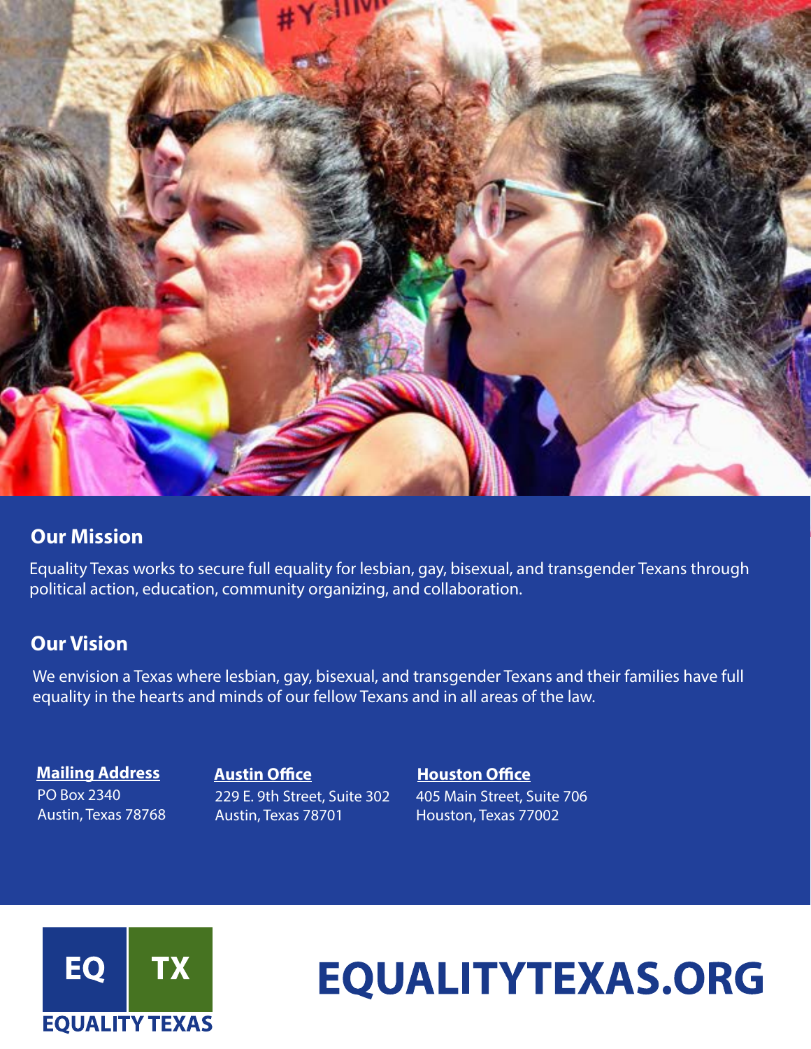## Our Mission

Equality Texas works to secure full equality for lesbian, gay, bisexual, and transgender Texans through political action, education, community organizing, and collaboration.

## Our Vision

We envision a Texas where lesbian, gay, bisexual, and transgender Texans and their families have full equality in the hearts and minds of our fellow Texans and in all areas of the law.

**Mailing Address**
PO Box 2340
Austin, Texas 78768

**Austin Office**
229 E. 9th Street, Suite 302
Austin, Texas 78701

**Houston Office**
405 Main Street, Suite 706
Houston, Texas 77002

EQ TX
EQUALITY TEXAS

# EQUALITYTEXAS.ORG